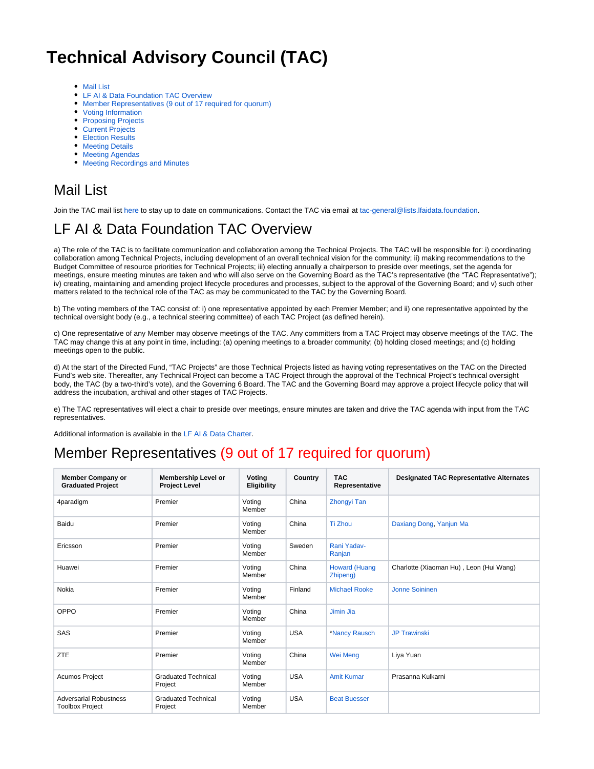# Technical Advisory Council (TAC)

- Mail List
- LF AI & Data Foundation TAC Overview
- Member Representatives (9 out of 17 required for quorum)
- Voting Information
- Proposing Projects
- Current Projects
- Election Results
- Meeting Details
- Meeting Agendas
- Meeting Recordings and Minutes

## Mail List

Join the TAC mail list here to stay up to date on communications. Contact the TAC via email at tac-general@lists.lfaidata.foundation.

## LF AI & Data Foundation TAC Overview

a) The role of the TAC is to facilitate communication and collaboration among the Technical Projects. The TAC will be responsible for: i) coordinating collaboration among Technical Projects, including development of an overall technical vision for the community; ii) making recommendations to the Budget Committee of resource priorities for Technical Projects; iii) electing annually a chairperson to preside over meetings, set the agenda for meetings, ensure meeting minutes are taken and who will also serve on the Governing Board as the TAC's representative (the "TAC Representative"); iv) creating, maintaining and amending project lifecycle procedures and processes, subject to the approval of the Governing Board; and v) such other matters related to the technical role of the TAC as may be communicated to the TAC by the Governing Board.

b) The voting members of the TAC consist of: i) one representative appointed by each Premier Member; and ii) one representative appointed by the technical oversight body (e.g., a technical steering committee) of each TAC Project (as defined herein).

c) One representative of any Member may observe meetings of the TAC. Any committers from a TAC Project may observe meetings of the TAC. The TAC may change this at any point in time, including: (a) opening meetings to a broader community; (b) holding closed meetings; and (c) holding meetings open to the public.

d) At the start of the Directed Fund, "TAC Projects" are those Technical Projects listed as having voting representatives on the TAC on the Directed Fund's web site. Thereafter, any Technical Project can become a TAC Project through the approval of the Technical Project's technical oversight body, the TAC (by a two-third's vote), and the Governing 6 Board. The TAC and the Governing Board may approve a project lifecycle policy that will address the incubation, archival and other stages of TAC Projects.

e) The TAC representatives will elect a chair to preside over meetings, ensure minutes are taken and drive the TAC agenda with input from the TAC representatives.

Additional information is available in the LF AI & Data Charter.

## Member Representatives (9 out of 17 required for quorum)

| Member Company or Graduated Project | Membership Level or Project Level | Voting Eligibility | Country | TAC Representative | Designated TAC Representative Alternates |
|---|---|---|---|---|---|
| 4paradigm | Premier | Voting Member | China | Zhongyi Tan | |
| Baidu | Premier | Voting Member | China | Ti Zhou | Daxiang Dong, Yanjun Ma |
| Ericsson | Premier | Voting Member | Sweden | Rani Yadav-Ranjan | |
| Huawei | Premier | Voting Member | China | Howard (Huang Zhipeng) | Charlotte (Xiaoman Hu) , Leon (Hui Wang) |
| Nokia | Premier | Voting Member | Finland | Michael Rooke | Jonne Soininen |
| OPPO | Premier | Voting Member | China | Jimin Jia | |
| SAS | Premier | Voting Member | USA | *Nancy Rausch | JP Trawinski |
| ZTE | Premier | Voting Member | China | Wei Meng | Liya Yuan |
| Acumos Project | Graduated Technical Project | Voting Member | USA | Amit Kumar | Prasanna Kulkarni |
| Adversarial Robustness Toolbox Project | Graduated Technical Project | Voting Member | USA | Beat Buesser | |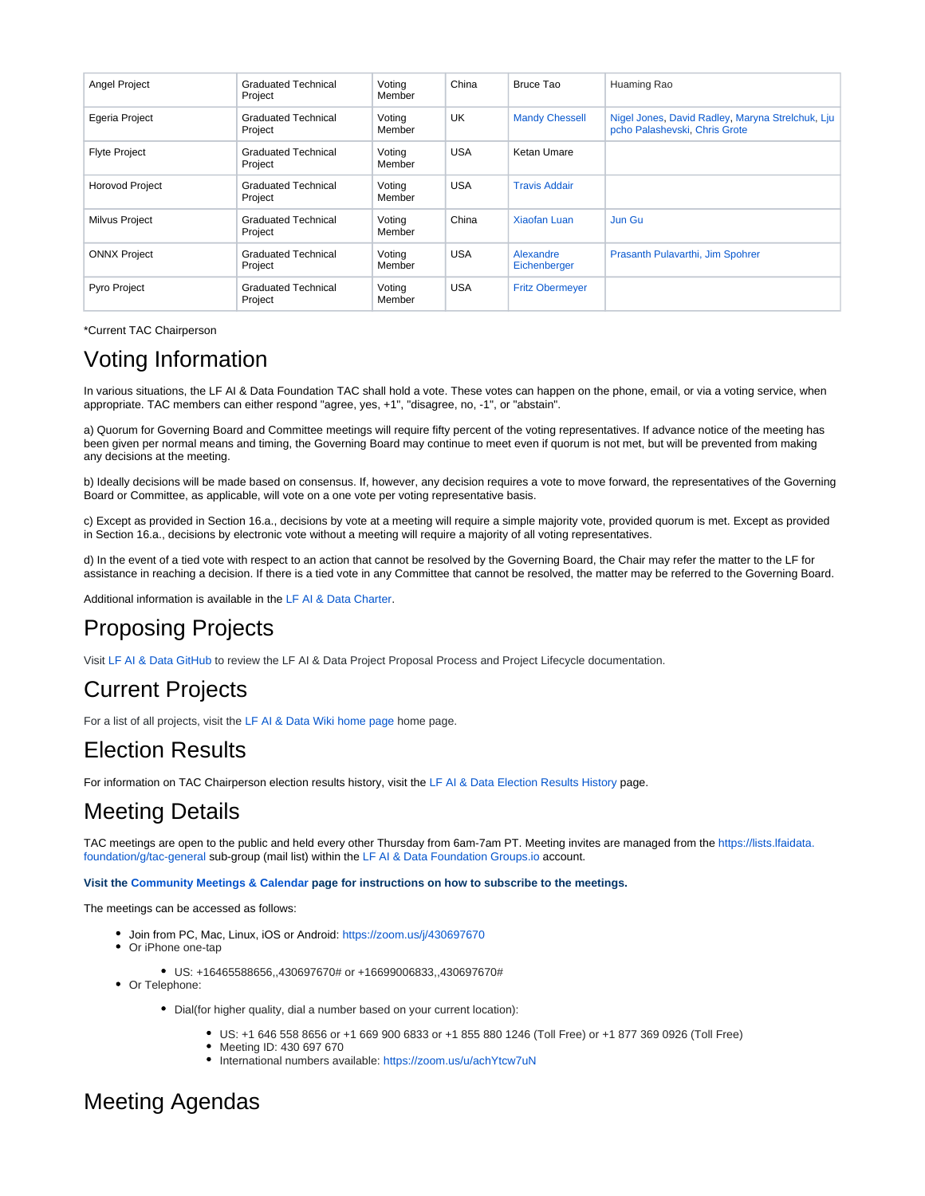| Angel Project | Graduated Technical Project | Voting Member | China | Bruce Tao | Huaming Rao |
|---|---|---|---|---|---|
| Egeria Project | Graduated Technical Project | Voting Member | UK | Mandy Chessell | Nigel Jones, David Radley, Maryna Strelchuk, Ljupcho Palashevski, Chris Grote |
| Flyte Project | Graduated Technical Project | Voting Member | USA | Ketan Umare | |
| Horovod Project | Graduated Technical Project | Voting Member | USA | Travis Addair | |
| Milvus Project | Graduated Technical Project | Voting Member | China | Xiaofan Luan | Jun Gu |
| ONNX Project | Graduated Technical Project | Voting Member | USA | Alexandre Eichenberger | Prasanth Pulavarthi, Jim Spohrer |
| Pyro Project | Graduated Technical Project | Voting Member | USA | Fritz Obermeyer | |

*Current TAC Chairperson

# Voting Information

In various situations, the LF AI & Data Foundation TAC shall hold a vote. These votes can happen on the phone, email, or via a voting service, when appropriate. TAC members can either respond "agree, yes, +1", "disagree, no, -1", or "abstain".

a) Quorum for Governing Board and Committee meetings will require fifty percent of the voting representatives. If advance notice of the meeting has been given per normal means and timing, the Governing Board may continue to meet even if quorum is not met, but will be prevented from making any decisions at the meeting.

b) Ideally decisions will be made based on consensus. If, however, any decision requires a vote to move forward, the representatives of the Governing Board or Committee, as applicable, will vote on a one vote per voting representative basis.

c) Except as provided in Section 16.a., decisions by vote at a meeting will require a simple majority vote, provided quorum is met. Except as provided in Section 16.a., decisions by electronic vote without a meeting will require a majority of all voting representatives.

d) In the event of a tied vote with respect to an action that cannot be resolved by the Governing Board, the Chair may refer the matter to the LF for assistance in reaching a decision. If there is a tied vote in any Committee that cannot be resolved, the matter may be referred to the Governing Board.

Additional information is available in the LF AI & Data Charter.

# Proposing Projects

Visit LF AI & Data GitHub to review the LF AI & Data Project Proposal Process and Project Lifecycle documentation.

# Current Projects

For a list of all projects, visit the LF AI & Data Wiki home page home page.

# Election Results

For information on TAC Chairperson election results history, visit the LF AI & Data Election Results History page.

# Meeting Details

TAC meetings are open to the public and held every other Thursday from 6am-7am PT. Meeting invites are managed from the https://lists.lfaidata.foundation/g/tac-general sub-group (mail list) within the LF AI & Data Foundation Groups.io account.

**Visit the Community Meetings & Calendar page for instructions on how to subscribe to the meetings.**

The meetings can be accessed as follows:

- Join from PC, Mac, Linux, iOS or Android: https://zoom.us/j/430697670
- Or iPhone one-tap
  - US: +16465588656,,430697670# or +16699006833,,430697670#
- Or Telephone:
  - Dial(for higher quality, dial a number based on your current location):
    - US: +1 646 558 8656 or +1 669 900 6833 or +1 855 880 1246 (Toll Free) or +1 877 369 0926 (Toll Free)
    - Meeting ID: 430 697 670
    - International numbers available: https://zoom.us/u/achYtcw7uN

# Meeting Agendas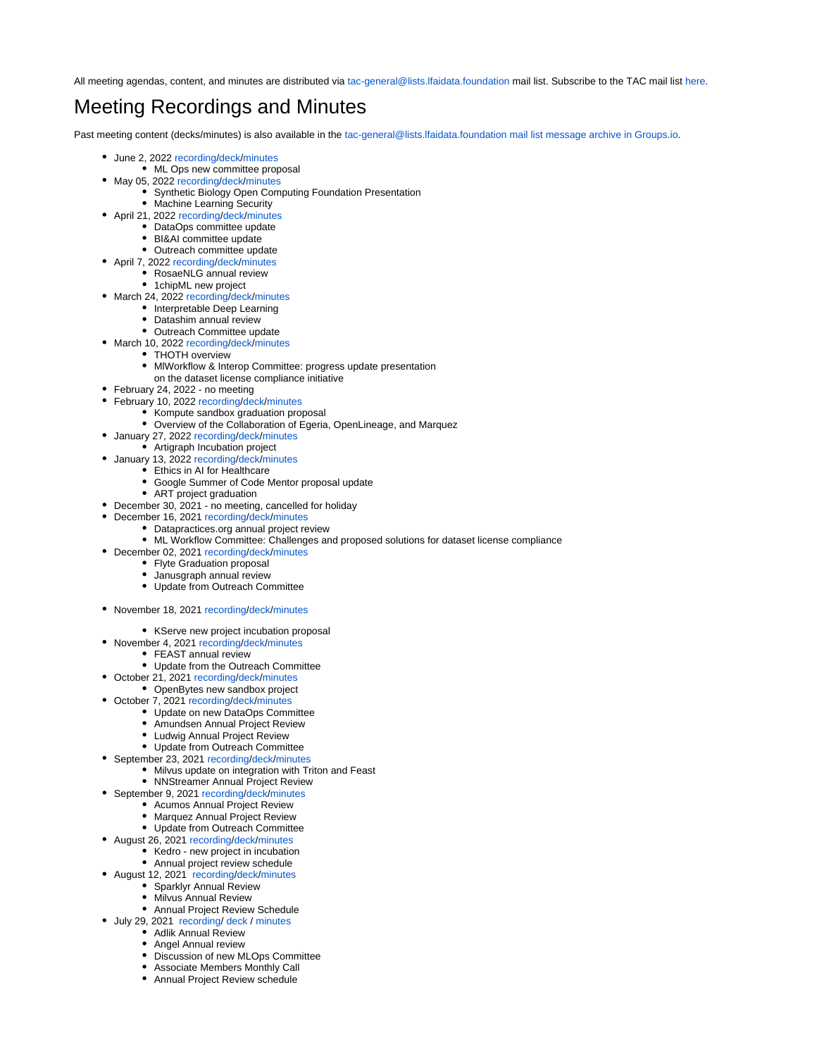All meeting agendas, content, and minutes are distributed via tac-general@lists.lfaidata.foundation mail list. Subscribe to the TAC mail list here.

# Meeting Recordings and Minutes

Past meeting content (decks/minutes) is also available in the tac-general@lists.lfaidata.foundation mail list message archive in Groups.io.

- June 2, 2022 recording/deck/minutes
  - ML Ops new committee proposal
- May 05, 2022 recording/deck/minutes
  - Synthetic Biology Open Computing Foundation Presentation
  - Machine Learning Security
- April 21, 2022 recording/deck/minutes
  - DataOps committee update
  - BI&AI committee update
  - Outreach committee update
- April 7, 2022 recording/deck/minutes
  - RosaeNLG annual review
  - 1chipML new project
- March 24, 2022 recording/deck/minutes
  - Interpretable Deep Learning
  - Datashim annual review
  - Outreach Committee update
- March 10, 2022 recording/deck/minutes
  - THOTH overview
  - MlWorkflow & Interop Committee: progress update presentation on the dataset license compliance initiative
- February 24, 2022 - no meeting
- February 10, 2022 recording/deck/minutes
  - Kompute sandbox graduation proposal
  - Overview of the Collaboration of Egeria, OpenLineage, and Marquez
- January 27, 2022 recording/deck/minutes
  - Artigraph Incubation project
- January 13, 2022 recording/deck/minutes
  - Ethics in AI for Healthcare
  - Google Summer of Code Mentor proposal update
  - ART project graduation
- December 30, 2021 - no meeting, cancelled for holiday
- December 16, 2021 recording/deck/minutes
  - Datapractices.org annual project review
  - ML Workflow Committee: Challenges and proposed solutions for dataset license compliance
- December 02, 2021 recording/deck/minutes
  - Flyte Graduation proposal
  - Janusgraph annual review
  - Update from Outreach Committee
- November 18, 2021 recording/deck/minutes
  - KServe new project incubation proposal
- November 4, 2021 recording/deck/minutes
  - FEAST annual review
  - Update from the Outreach Committee
- October 21, 2021 recording/deck/minutes
  - OpenBytes new sandbox project
- October 7, 2021 recording/deck/minutes
  - Update on new DataOps Committee
  - Amundsen Annual Project Review
  - Ludwig Annual Project Review
  - Update from Outreach Committee
- September 23, 2021 recording/deck/minutes
  - Milvus update on integration with Triton and Feast
  - NNStreamer Annual Project Review
- September 9, 2021 recording/deck/minutes
  - Acumos Annual Project Review
  - Marquez Annual Project Review
  - Update from Outreach Committee
- August 26, 2021 recording/deck/minutes
  - Kedro - new project in incubation
  - Annual project review schedule
- August 12, 2021 recording/deck/minutes
  - Sparklyr Annual Review
  - Milvus Annual Review
  - Annual Project Review Schedule
- July 29, 2021 recording/ deck / minutes
  - Adlik Annual Review
  - Angel Annual review
  - Discussion of new MLOps Committee
  - Associate Members Monthly Call
  - Annual Project Review schedule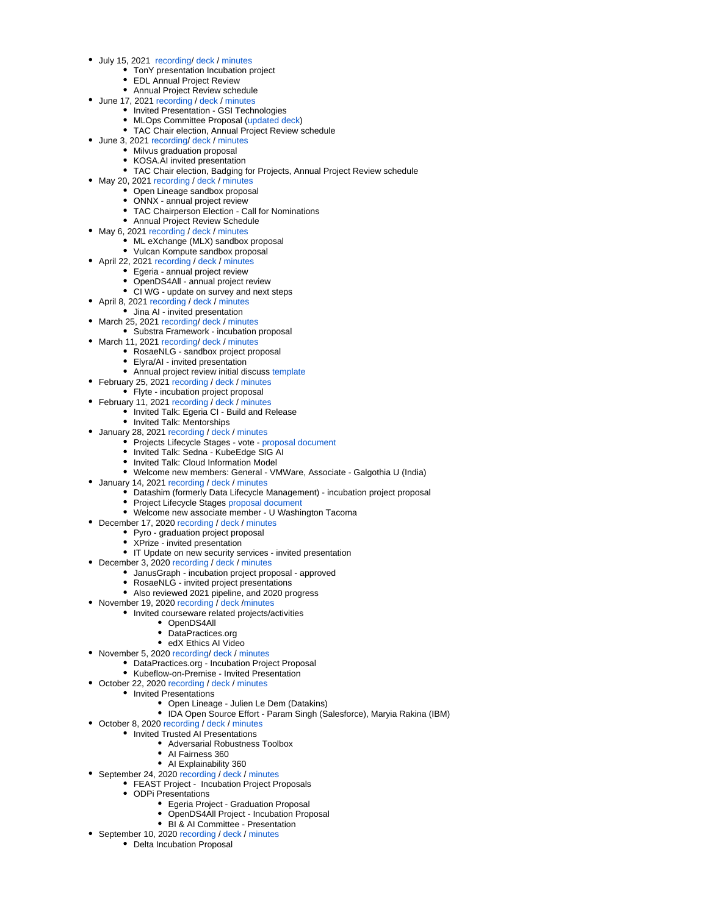- July 15, 2021 recording/ deck / minutes
  - TonY presentation Incubation project
  - EDL Annual Project Review
  - Annual Project Review schedule
- June 17, 2021 recording / deck / minutes
  - Invited Presentation - GSI Technologies
  - MLOps Committee Proposal (updated deck)
  - TAC Chair election, Annual Project Review schedule
- June 3, 2021 recording/ deck / minutes
  - Milvus graduation proposal
  - KOSA.AI invited presentation
  - TAC Chair election, Badging for Projects, Annual Project Review schedule
- May 20, 2021 recording / deck / minutes
  - Open Lineage sandbox proposal
  - ONNX - annual project review
  - TAC Chairperson Election - Call for Nominations
  - Annual Project Review Schedule
- May 6, 2021 recording / deck / minutes
  - ML eXchange (MLX) sandbox proposal
  - Vulcan Kompute sandbox proposal
- April 22, 2021 recording / deck / minutes
  - Egeria - annual project review
  - OpenDS4All - annual project review
  - CI WG - update on survey and next steps
- April 8, 2021 recording / deck / minutes
  - Jina AI - invited presentation
- March 25, 2021 recording/ deck / minutes
  - Substra Framework - incubation proposal
- March 11, 2021 recording/ deck / minutes
  - RosaeNLG - sandbox project proposal
  - Elyra/AI - invited presentation
  - Annual project review initial discuss template
- February 25, 2021 recording / deck / minutes
  - Flyte - incubation project proposal
- February 11, 2021 recording / deck / minutes
  - Invited Talk: Egeria CI - Build and Release
  - Invited Talk: Mentorships
- January 28, 2021 recording / deck / minutes
  - Projects Lifecycle Stages - vote - proposal document
  - Invited Talk: Sedna - KubeEdge SIG AI
  - Invited Talk: Cloud Information Model
  - Welcome new members: General - VMWare, Associate - Galgothia U (India)
- January 14, 2021 recording / deck / minutes
  - Datashim (formerly Data Lifecycle Management) - incubation project proposal
  - Project Lifecycle Stages proposal document
  - Welcome new associate member - U Washington Tacoma
- December 17, 2020 recording / deck / minutes
  - Pyro - graduation project proposal
  - XPrize - invited presentation
  - IT Update on new security services - invited presentation
- December 3, 2020 recording / deck / minutes
  - JanusGraph - incubation project proposal - approved
  - RosaeNLG - invited project presentations
  - Also reviewed 2021 pipeline, and 2020 progress
- November 19, 2020 recording / deck /minutes
  - Invited courseware related projects/activities
    - OpenDS4All
    - DataPractices.org
    - edX Ethics AI Video
- November 5, 2020 recording/ deck / minutes
  - DataPractices.org - Incubation Project Proposal
  - Kubeflow-on-Premise - Invited Presentation
- October 22, 2020 recording / deck / minutes
  - Invited Presentations
    - Open Lineage - Julien Le Dem (Datakins)
    - IDA Open Source Effort - Param Singh (Salesforce), Maryia Rakina (IBM)
- October 8, 2020 recording / deck / minutes
  - Invited Trusted AI Presentations
    - Adversarial Robustness Toolbox
    - AI Fairness 360
    - AI Explainability 360
- September 24, 2020 recording / deck / minutes
  - FEAST Project - Incubation Project Proposals
  - ODPi Presentations
    - Egeria Project - Graduation Proposal
    - OpenDS4All Project - Incubation Proposal
    - BI & AI Committee - Presentation
- September 10, 2020 recording / deck / minutes
  - Delta Incubation Proposal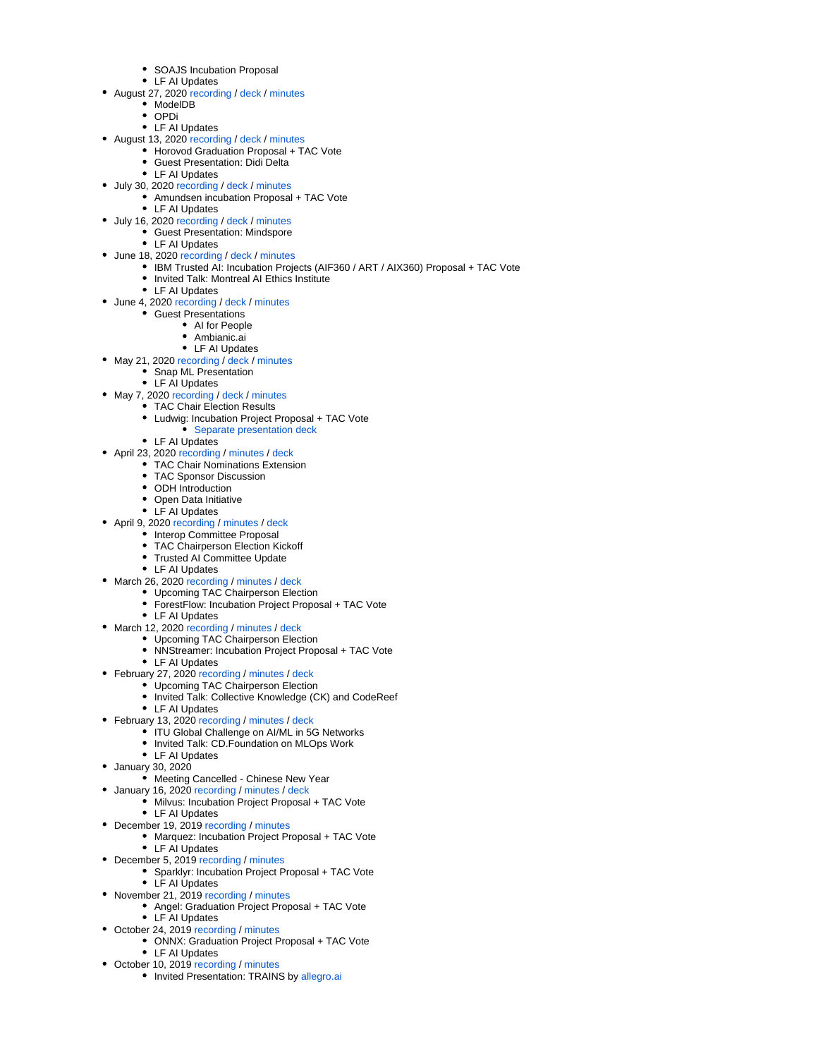- SOAJS Incubation Proposal
    - LF AI Updates
- August 27, 2020 recording / deck / minutes
    - ModelDB
    - OPDi
    - LF AI Updates
- August 13, 2020 recording / deck / minutes
    - Horovod Graduation Proposal + TAC Vote
    - Guest Presentation: Didi Delta
    - LF AI Updates
- July 30, 2020 recording / deck / minutes
    - Amundsen incubation Proposal + TAC Vote
    - LF AI Updates
- July 16, 2020 recording / deck / minutes
    - Guest Presentation: Mindspore
    - LF AI Updates
- June 18, 2020 recording / deck / minutes
    - IBM Trusted AI: Incubation Projects (AIF360 / ART / AIX360) Proposal + TAC Vote
    - Invited Talk: Montreal AI Ethics Institute
    - LF AI Updates
- June 4, 2020 recording / deck / minutes
    - Guest Presentations
        - AI for People
        - Ambianic.ai
        - LF AI Updates
- May 21, 2020 recording / deck / minutes
    - Snap ML Presentation
    - LF AI Updates
- May 7, 2020 recording / deck / minutes
    - TAC Chair Election Results
    - Ludwig: Incubation Project Proposal + TAC Vote
        - Separate presentation deck
    - LF AI Updates
- April 23, 2020 recording / minutes / deck
    - TAC Chair Nominations Extension
    - TAC Sponsor Discussion
    - ODH Introduction
    - Open Data Initiative
    - LF AI Updates
- April 9, 2020 recording / minutes / deck
    - Interop Committee Proposal
    - TAC Chairperson Election Kickoff
    - Trusted AI Committee Update
    - LF AI Updates
- March 26, 2020 recording / minutes / deck
    - Upcoming TAC Chairperson Election
    - ForestFlow: Incubation Project Proposal + TAC Vote
    - LF AI Updates
- March 12, 2020 recording / minutes / deck
    - Upcoming TAC Chairperson Election
    - NNStreamer: Incubation Project Proposal + TAC Vote
    - LF AI Updates
- February 27, 2020 recording / minutes / deck
    - Upcoming TAC Chairperson Election
    - Invited Talk: Collective Knowledge (CK) and CodeReef
    - LF AI Updates
- February 13, 2020 recording / minutes / deck
    - ITU Global Challenge on AI/ML in 5G Networks
    - Invited Talk: CD.Foundation on MLOps Work
    - LF AI Updates
- January 30, 2020
    - Meeting Cancelled - Chinese New Year
- January 16, 2020 recording / minutes / deck
    - Milvus: Incubation Project Proposal + TAC Vote
    - LF AI Updates
- December 19, 2019 recording / minutes
    - Marquez: Incubation Project Proposal + TAC Vote
    - LF AI Updates
- December 5, 2019 recording / minutes
    - Sparklyr: Incubation Project Proposal + TAC Vote
    - LF AI Updates
- November 21, 2019 recording / minutes
    - Angel: Graduation Project Proposal + TAC Vote
    - LF AI Updates
- October 24, 2019 recording / minutes
    - ONNX: Graduation Project Proposal + TAC Vote
    - LF AI Updates
- October 10, 2019 recording / minutes
    - Invited Presentation: TRAINS by allegro.ai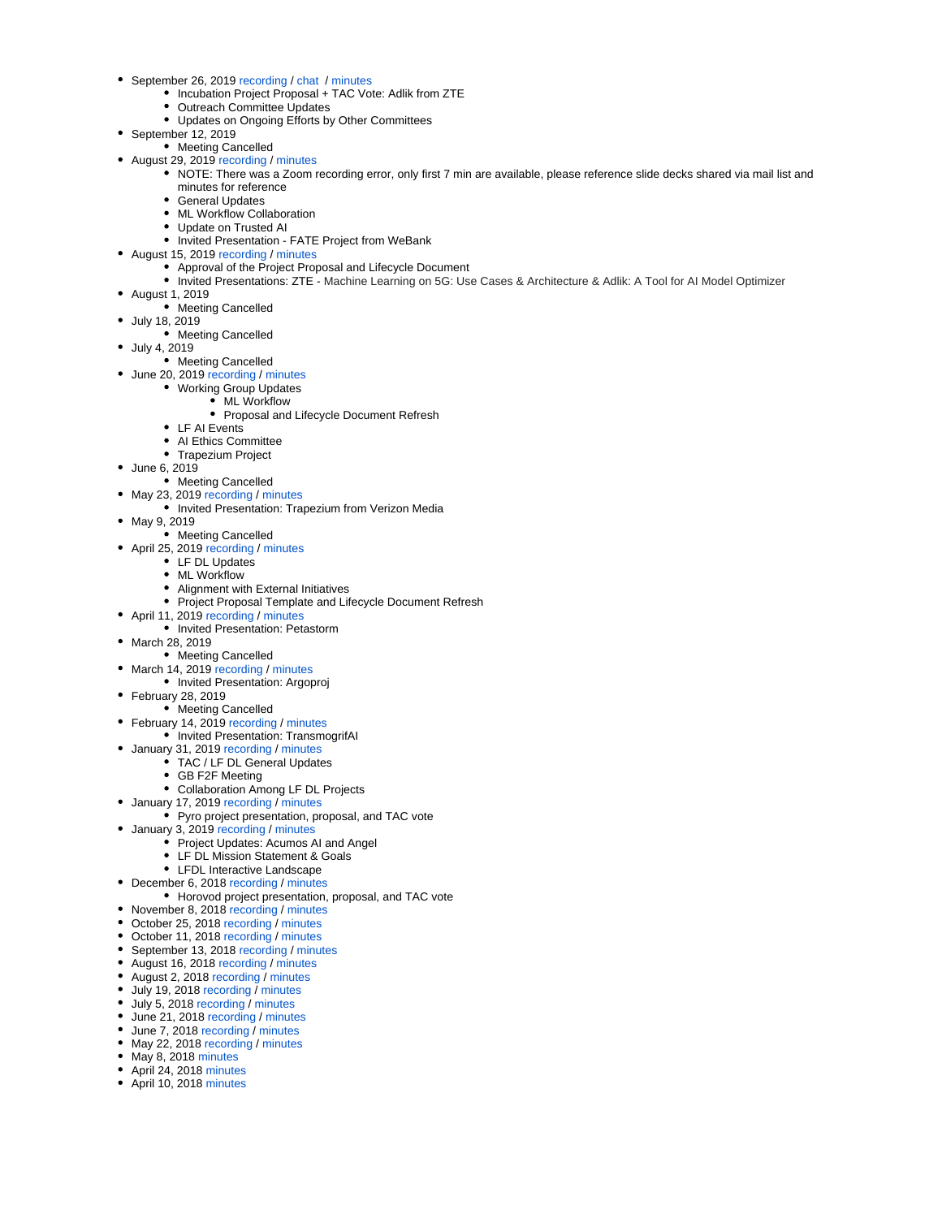- September 26, 2019 recording / chat / minutes
    - Incubation Project Proposal + TAC Vote: Adlik from ZTE
    - Outreach Committee Updates
    - Updates on Ongoing Efforts by Other Committees
- September 12, 2019
    - Meeting Cancelled
- August 29, 2019 recording / minutes
    - NOTE: There was a Zoom recording error, only first 7 min are available, please reference slide decks shared via mail list and minutes for reference
    - General Updates
    - ML Workflow Collaboration
    - Update on Trusted AI
    - Invited Presentation - FATE Project from WeBank
- August 15, 2019 recording / minutes
    - Approval of the Project Proposal and Lifecycle Document
    - Invited Presentations: ZTE - Machine Learning on 5G: Use Cases & Architecture & Adlik: A Tool for AI Model Optimizer
- August 1, 2019
    - Meeting Cancelled
- July 18, 2019
    - Meeting Cancelled
- July 4, 2019
    - Meeting Cancelled
- June 20, 2019 recording / minutes
    - Working Group Updates
        - ML Workflow
        - Proposal and Lifecycle Document Refresh
    - LF AI Events
    - AI Ethics Committee
    - Trapezium Project
- June 6, 2019
    - Meeting Cancelled
- May 23, 2019 recording / minutes
    - Invited Presentation: Trapezium from Verizon Media
- May 9, 2019
    - Meeting Cancelled
- April 25, 2019 recording / minutes
    - LF DL Updates
    - ML Workflow
    - Alignment with External Initiatives
    - Project Proposal Template and Lifecycle Document Refresh
- April 11, 2019 recording / minutes
    - Invited Presentation: Petastorm
- March 28, 2019
    - Meeting Cancelled
- March 14, 2019 recording / minutes
    - Invited Presentation: Argoproj
- February 28, 2019
    - Meeting Cancelled
- February 14, 2019 recording / minutes
    - Invited Presentation: TransmogrifAI
- January 31, 2019 recording / minutes
    - TAC / LF DL General Updates
    - GB F2F Meeting
    - Collaboration Among LF DL Projects
- January 17, 2019 recording / minutes
    - Pyro project presentation, proposal, and TAC vote
- January 3, 2019 recording / minutes
    - Project Updates: Acumos AI and Angel
    - LF DL Mission Statement & Goals
    - LFDL Interactive Landscape
- December 6, 2018 recording / minutes
    - Horovod project presentation, proposal, and TAC vote
- November 8, 2018 recording / minutes
- October 25, 2018 recording / minutes
- October 11, 2018 recording / minutes
- September 13, 2018 recording / minutes
- August 16, 2018 recording / minutes
- August 2, 2018 recording / minutes
- July 19, 2018 recording / minutes
- July 5, 2018 recording / minutes
- June 21, 2018 recording / minutes
- June 7, 2018 recording / minutes
- May 22, 2018 recording / minutes
- May 8, 2018 minutes
- April 24, 2018 minutes
- April 10, 2018 minutes